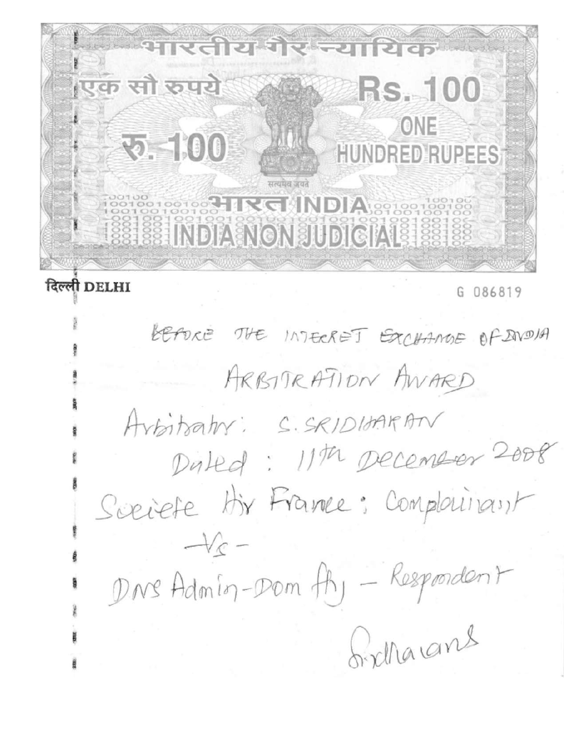भारतीय गैर न्यायिक

एक सौ रुपये

Rs. 100

रु. 100

ONE HUNDRED RUPEES

सत्यमेव जयते

भारत INDIA

INDIA NON JUDICIAL

दिल्ली DELHI

G 086819

BEFORE THE INTERNET EXCHANGE OF INDIA

ARBITRATION AWARD

Arbitrator: S. SRIDHARAN

Dated : 11th December 2008

Societe Air France; Complainant

-Vs-

DNS Admin-Dom Adj – Respondent

Sridharan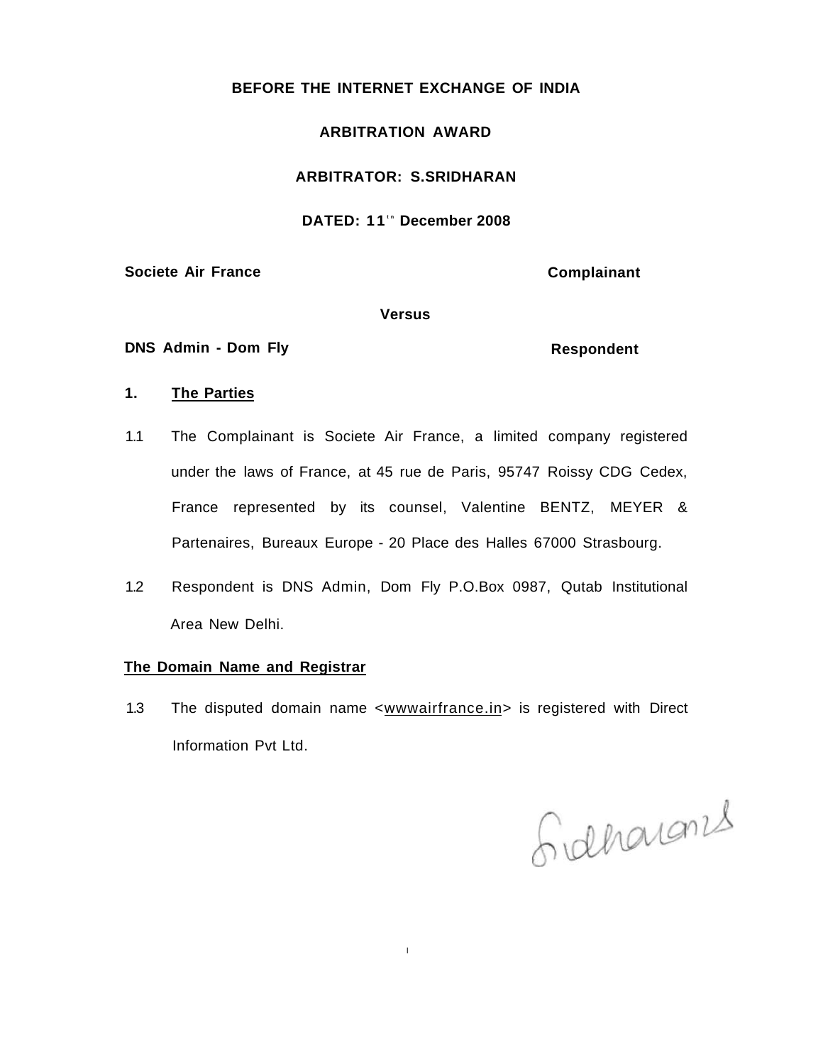**BEFORE THE INTERNET EXCHANGE OF INDIA**

**ARBITRATION AWARD**

**ARBITRATOR: S.SRIDHARAN**

**DATED: 11th December 2008**

**Societe Air France** **Complainant**

**Versus**

**DNS Admin - Dom Fly** **Respondent**

## 1. The Parties

1.1 The Complainant is Societe Air France, a limited company registered under the laws of France, at 45 rue de Paris, 95747 Roissy CDG Cedex, France represented by its counsel, Valentine BENTZ, MEYER & Partenaires, Bureaux Europe - 20 Place des Halles 67000 Strasbourg.

1.2 Respondent is DNS Admin, Dom Fly P.O.Box 0987, Qutab Institutional Area New Delhi.

**The Domain Name and Registrar**

1.3 The disputed domain name <wwwairfrance.in> is registered with Direct Information Pvt Ltd.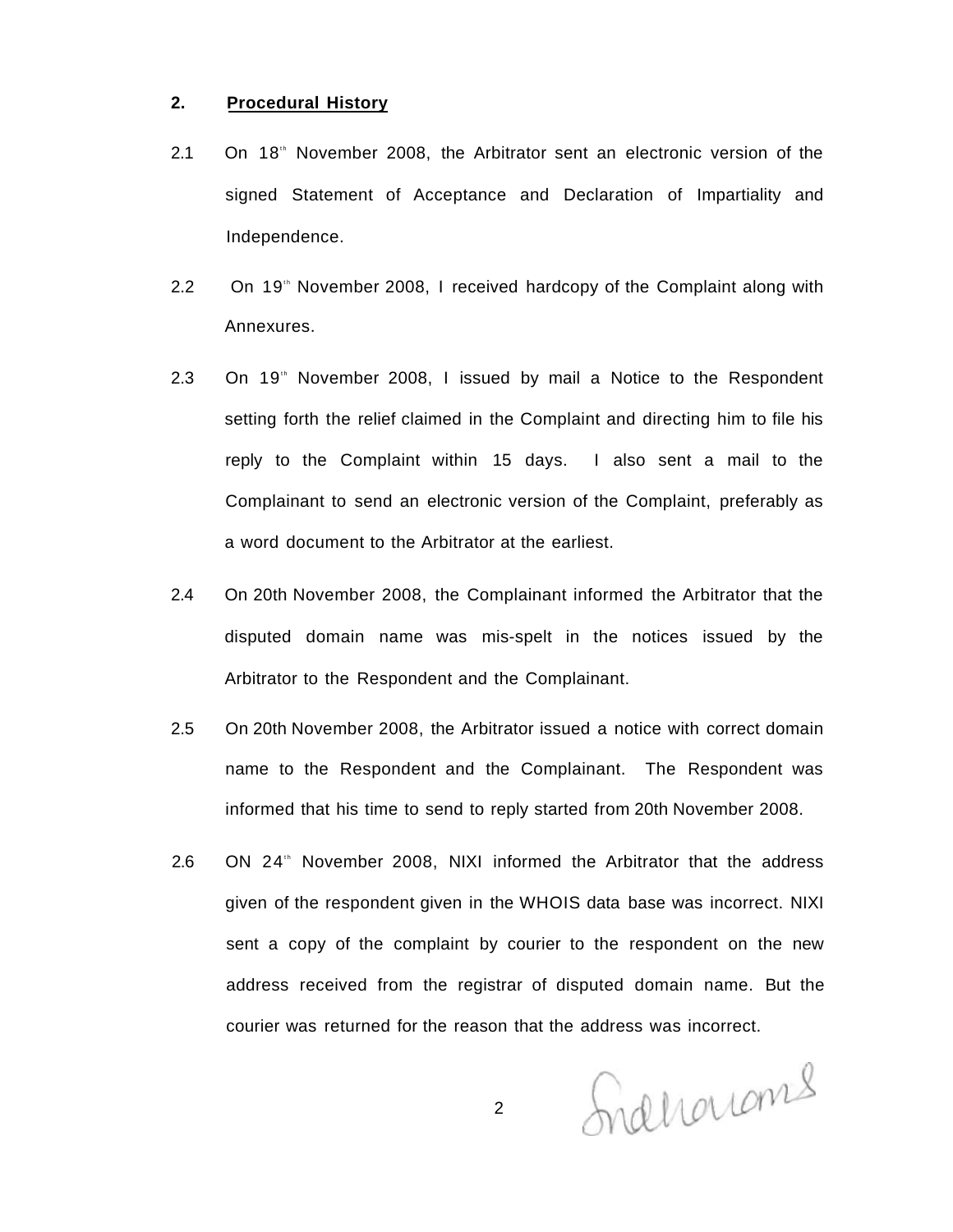## 2. Procedural History

2.1 On 18th November 2008, the Arbitrator sent an electronic version of the signed Statement of Acceptance and Declaration of Impartiality and Independence.

2.2 On 19th November 2008, I received hardcopy of the Complaint along with Annexures.

2.3 On 19th November 2008, I issued by mail a Notice to the Respondent setting forth the relief claimed in the Complaint and directing him to file his reply to the Complaint within 15 days. I also sent a mail to the Complainant to send an electronic version of the Complaint, preferably as a word document to the Arbitrator at the earliest.

2.4 On 20th November 2008, the Complainant informed the Arbitrator that the disputed domain name was mis-spelt in the notices issued by the Arbitrator to the Respondent and the Complainant.

2.5 On 20th November 2008, the Arbitrator issued a notice with correct domain name to the Respondent and the Complainant. The Respondent was informed that his time to send to reply started from 20th November 2008.

2.6 ON 24th November 2008, NIXI informed the Arbitrator that the address given of the respondent given in the WHOIS data base was incorrect. NIXI sent a copy of the complaint by courier to the respondent on the new address received from the registrar of disputed domain name. But the courier was returned for the reason that the address was incorrect.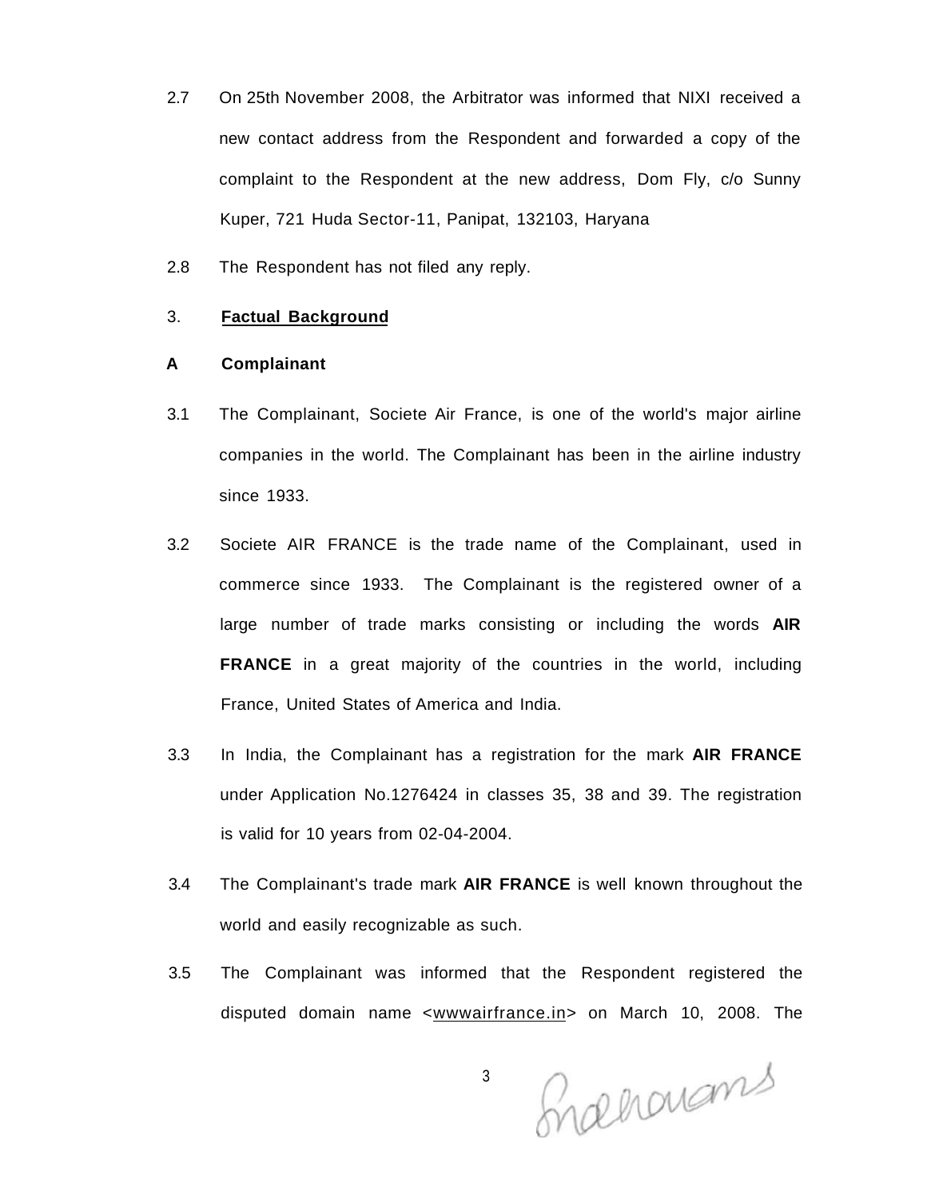2.7 On 25th November 2008, the Arbitrator was informed that NIXI received a new contact address from the Respondent and forwarded a copy of the complaint to the Respondent at the new address, Dom Fly, c/o Sunny Kuper, 721 Huda Sector-11, Panipat, 132103, Haryana

2.8 The Respondent has not filed any reply.

## 3. Factual Background

### A Complainant

3.1 The Complainant, Societe Air France, is one of the world's major airline companies in the world. The Complainant has been in the airline industry since 1933.

3.2 Societe AIR FRANCE is the trade name of the Complainant, used in commerce since 1933. The Complainant is the registered owner of a large number of trade marks consisting or including the words **AIR FRANCE** in a great majority of the countries in the world, including France, United States of America and India.

3.3 In India, the Complainant has a registration for the mark **AIR FRANCE** under Application No.1276424 in classes 35, 38 and 39. The registration is valid for 10 years from 02-04-2004.

3.4 The Complainant's trade mark **AIR FRANCE** is well known throughout the world and easily recognizable as such.

3.5 The Complainant was informed that the Respondent registered the disputed domain name <wwwairfrance.in> on March 10, 2008. The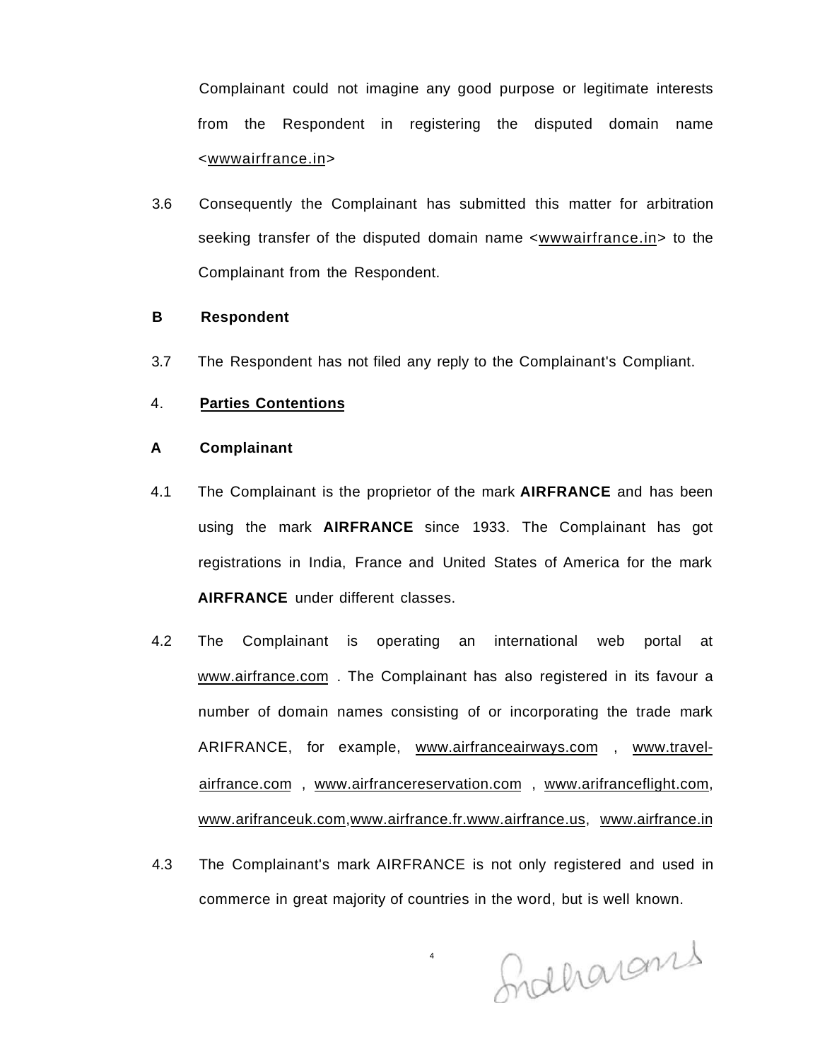Complainant could not imagine any good purpose or legitimate interests from the Respondent in registering the disputed domain name <wwwairfrance.in>

3.6 Consequently the Complainant has submitted this matter for arbitration seeking transfer of the disputed domain name <wwwairfrance.in> to the Complainant from the Respondent.

**B Respondent**

3.7 The Respondent has not filed any reply to the Complainant's Compliant.

4. **Parties Contentions**

**A Complainant**

4.1 The Complainant is the proprietor of the mark **AIRFRANCE** and has been using the mark **AIRFRANCE** since 1933. The Complainant has got registrations in India, France and United States of America for the mark **AIRFRANCE** under different classes.

4.2 The Complainant is operating an international web portal at www.airfrance.com . The Complainant has also registered in its favour a number of domain names consisting of or incorporating the trade mark ARIFRANCE, for example, www.airfranceairways.com , www.travel-airfrance.com , www.airfrancereservation.com , www.arifranceflight.com, www.arifranceuk.com,www.airfrance.fr.www.airfrance.us, www.airfrance.in

4.3 The Complainant's mark AIRFRANCE is not only registered and used in commerce in great majority of countries in the word, but is well known.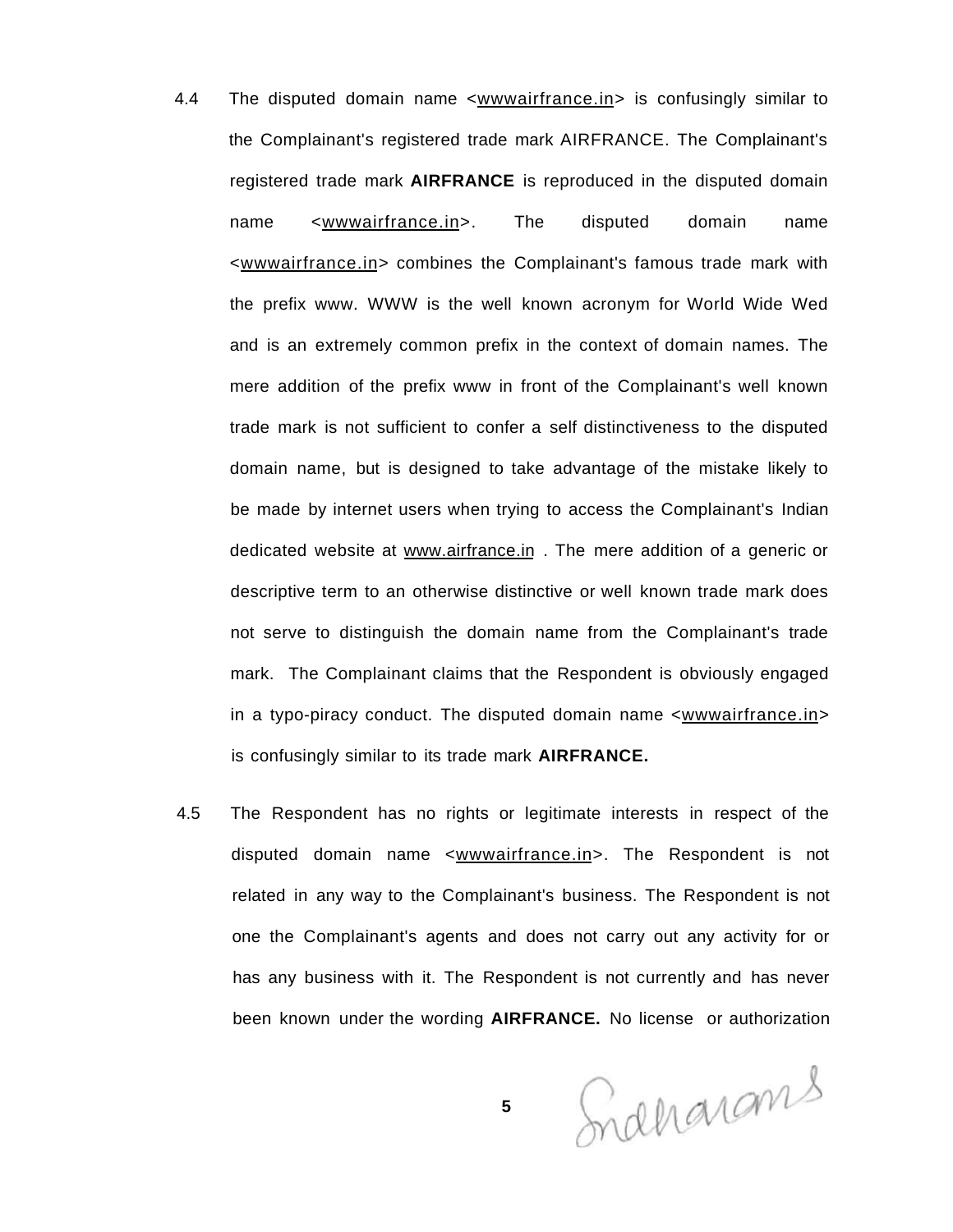4.4 The disputed domain name <wwwairfrance.in> is confusingly similar to the Complainant's registered trade mark AIRFRANCE. The Complainant's registered trade mark **AIRFRANCE** is reproduced in the disputed domain name <wwwairfrance.in>. The disputed domain name <wwwairfrance.in> combines the Complainant's famous trade mark with the prefix www. WWW is the well known acronym for World Wide Wed and is an extremely common prefix in the context of domain names. The mere addition of the prefix www in front of the Complainant's well known trade mark is not sufficient to confer a self distinctiveness to the disputed domain name, but is designed to take advantage of the mistake likely to be made by internet users when trying to access the Complainant's Indian dedicated website at www.airfrance.in . The mere addition of a generic or descriptive term to an otherwise distinctive or well known trade mark does not serve to distinguish the domain name from the Complainant's trade mark. The Complainant claims that the Respondent is obviously engaged in a typo-piracy conduct. The disputed domain name <wwwairfrance.in> is confusingly similar to its trade mark **AIRFRANCE.**

4.5 The Respondent has no rights or legitimate interests in respect of the disputed domain name <wwwairfrance.in>. The Respondent is not related in any way to the Complainant's business. The Respondent is not one the Complainant's agents and does not carry out any activity for or has any business with it. The Respondent is not currently and has never been known under the wording **AIRFRANCE.** No license or authorization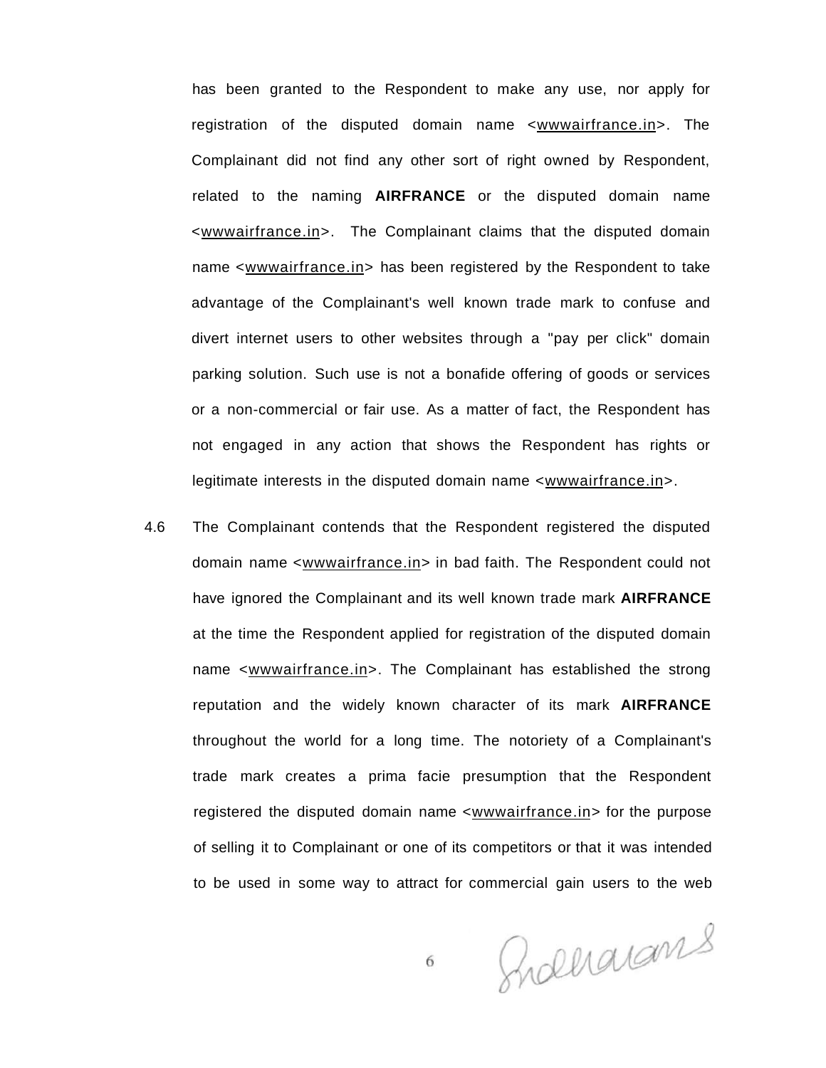has been granted to the Respondent to make any use, nor apply for registration of the disputed domain name <wwwairfrance.in>. The Complainant did not find any other sort of right owned by Respondent, related to the naming **AIRFRANCE** or the disputed domain name <wwwairfrance.in>. The Complainant claims that the disputed domain name <wwwairfrance.in> has been registered by the Respondent to take advantage of the Complainant's well known trade mark to confuse and divert internet users to other websites through a "pay per click" domain parking solution. Such use is not a bonafide offering of goods or services or a non-commercial or fair use. As a matter of fact, the Respondent has not engaged in any action that shows the Respondent has rights or legitimate interests in the disputed domain name <wwwairfrance.in>.

4.6 The Complainant contends that the Respondent registered the disputed domain name <wwwairfrance.in> in bad faith. The Respondent could not have ignored the Complainant and its well known trade mark **AIRFRANCE** at the time the Respondent applied for registration of the disputed domain name <wwwairfrance.in>. The Complainant has established the strong reputation and the widely known character of its mark **AIRFRANCE** throughout the world for a long time. The notoriety of a Complainant's trade mark creates a prima facie presumption that the Respondent registered the disputed domain name <wwwairfrance.in> for the purpose of selling it to Complainant or one of its competitors or that it was intended to be used in some way to attract for commercial gain users to the web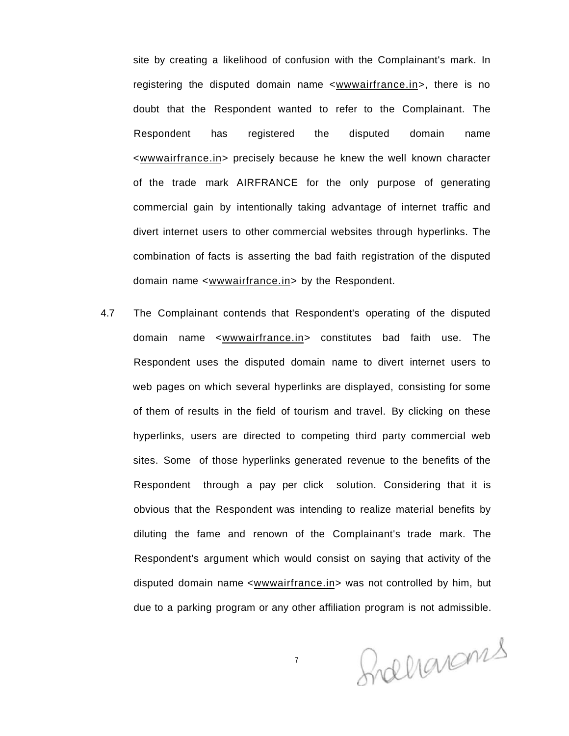site by creating a likelihood of confusion with the Complainant's mark. In registering the disputed domain name <wwwairfrance.in>, there is no doubt that the Respondent wanted to refer to the Complainant. The Respondent has registered the disputed domain name <wwwairfrance.in> precisely because he knew the well known character of the trade mark AIRFRANCE for the only purpose of generating commercial gain by intentionally taking advantage of internet traffic and divert internet users to other commercial websites through hyperlinks. The combination of facts is asserting the bad faith registration of the disputed domain name <wwwairfrance.in> by the Respondent.

4.7 The Complainant contends that Respondent's operating of the disputed domain name <wwwairfrance.in> constitutes bad faith use. The Respondent uses the disputed domain name to divert internet users to web pages on which several hyperlinks are displayed, consisting for some of them of results in the field of tourism and travel. By clicking on these hyperlinks, users are directed to competing third party commercial web sites. Some of those hyperlinks generated revenue to the benefits of the Respondent through a pay per click solution. Considering that it is obvious that the Respondent was intending to realize material benefits by diluting the fame and renown of the Complainant's trade mark. The Respondent's argument which would consist on saying that activity of the disputed domain name <wwwairfrance.in> was not controlled by him, but due to a parking program or any other affiliation program is not admissible.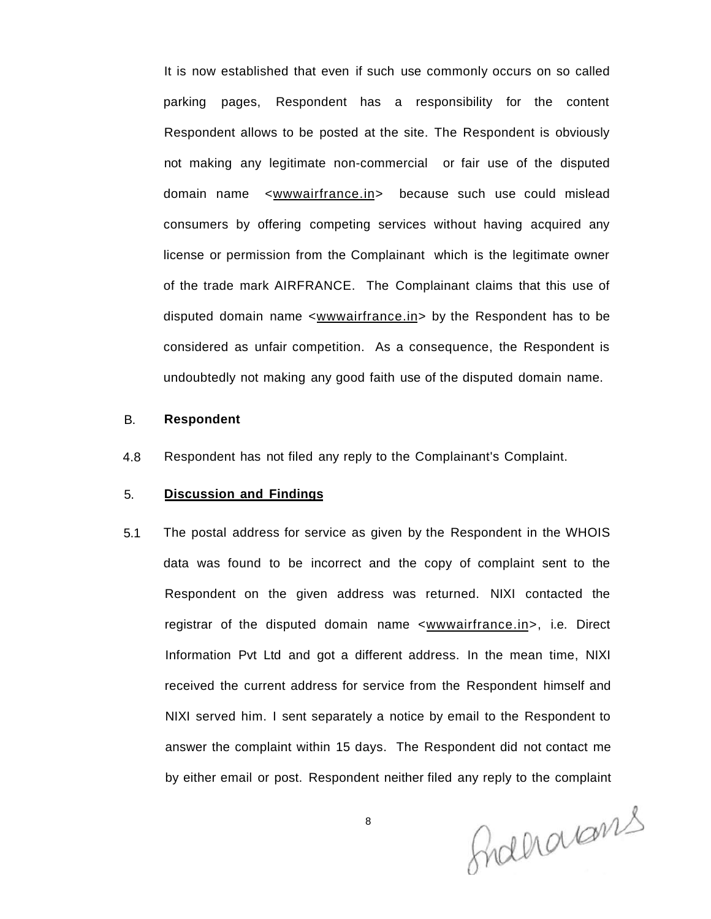It is now established that even if such use commonly occurs on so called parking pages, Respondent has a responsibility for the content Respondent allows to be posted at the site. The Respondent is obviously not making any legitimate non-commercial or fair use of the disputed domain name <wwwairfrance.in> because such use could mislead consumers by offering competing services without having acquired any license or permission from the Complainant which is the legitimate owner of the trade mark AIRFRANCE. The Complainant claims that this use of disputed domain name <wwwairfrance.in> by the Respondent has to be considered as unfair competition. As a consequence, the Respondent is undoubtedly not making any good faith use of the disputed domain name.

B. **Respondent**

4.8 Respondent has not filed any reply to the Complainant's Complaint.

5. **Discussion and Findings**

5.1 The postal address for service as given by the Respondent in the WHOIS data was found to be incorrect and the copy of complaint sent to the Respondent on the given address was returned. NIXI contacted the registrar of the disputed domain name <wwwairfrance.in>, i.e. Direct Information Pvt Ltd and got a different address. In the mean time, NIXI received the current address for service from the Respondent himself and NIXI served him. I sent separately a notice by email to the Respondent to answer the complaint within 15 days. The Respondent did not contact me by either email or post. Respondent neither filed any reply to the complaint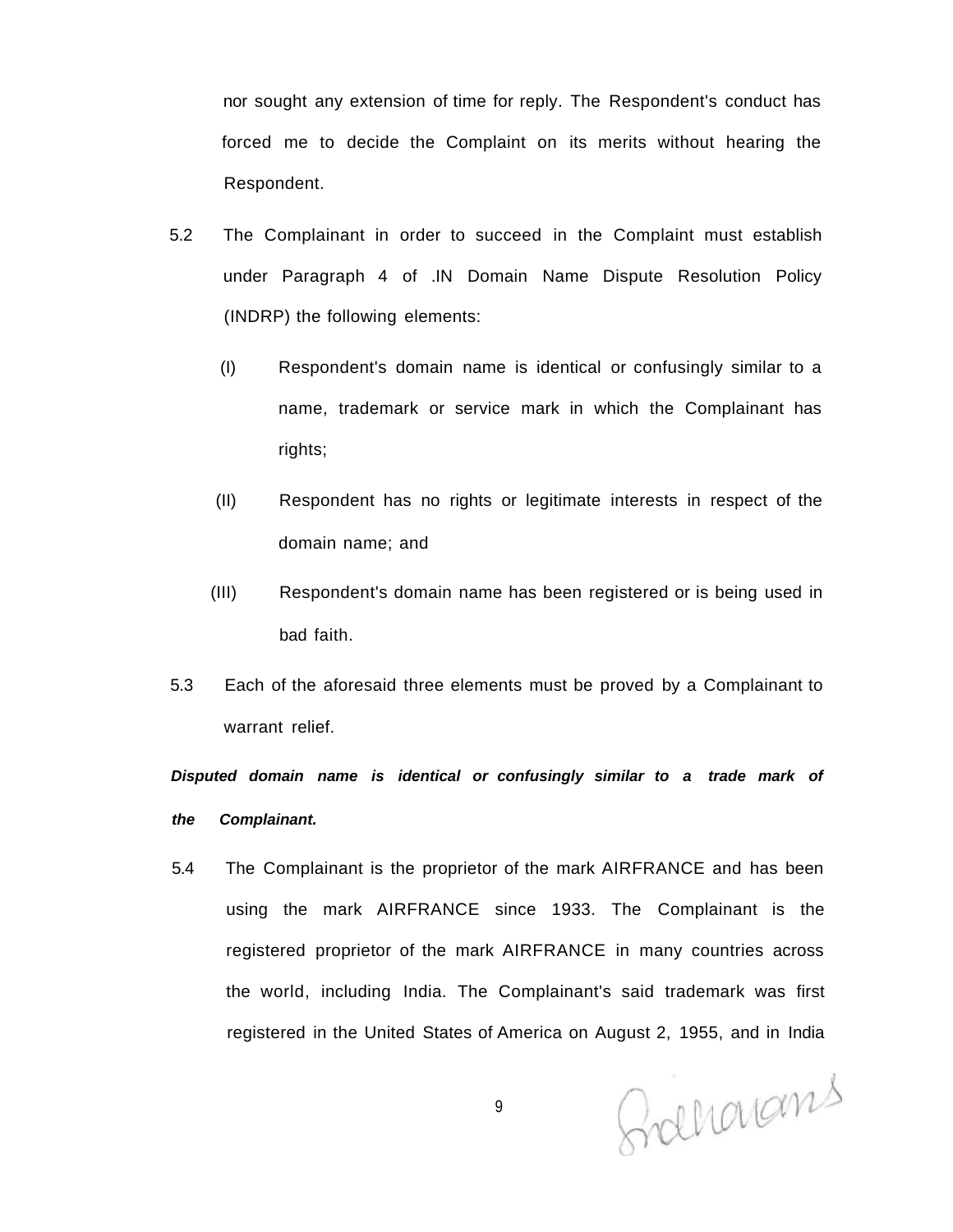nor sought any extension of time for reply. The Respondent's conduct has forced me to decide the Complaint on its merits without hearing the Respondent.

5.2 The Complainant in order to succeed in the Complaint must establish under Paragraph 4 of .IN Domain Name Dispute Resolution Policy (INDRP) the following elements:

(I) Respondent's domain name is identical or confusingly similar to a name, trademark or service mark in which the Complainant has rights;

(II) Respondent has no rights or legitimate interests in respect of the domain name; and

(III) Respondent's domain name has been registered or is being used in bad faith.

5.3 Each of the aforesaid three elements must be proved by a Complainant to warrant relief.

***Disputed domain name is identical or confusingly similar to a trade mark of the Complainant.***

5.4 The Complainant is the proprietor of the mark AIRFRANCE and has been using the mark AIRFRANCE since 1933. The Complainant is the registered proprietor of the mark AIRFRANCE in many countries across the world, including India. The Complainant's said trademark was first registered in the United States of America on August 2, 1955, and in India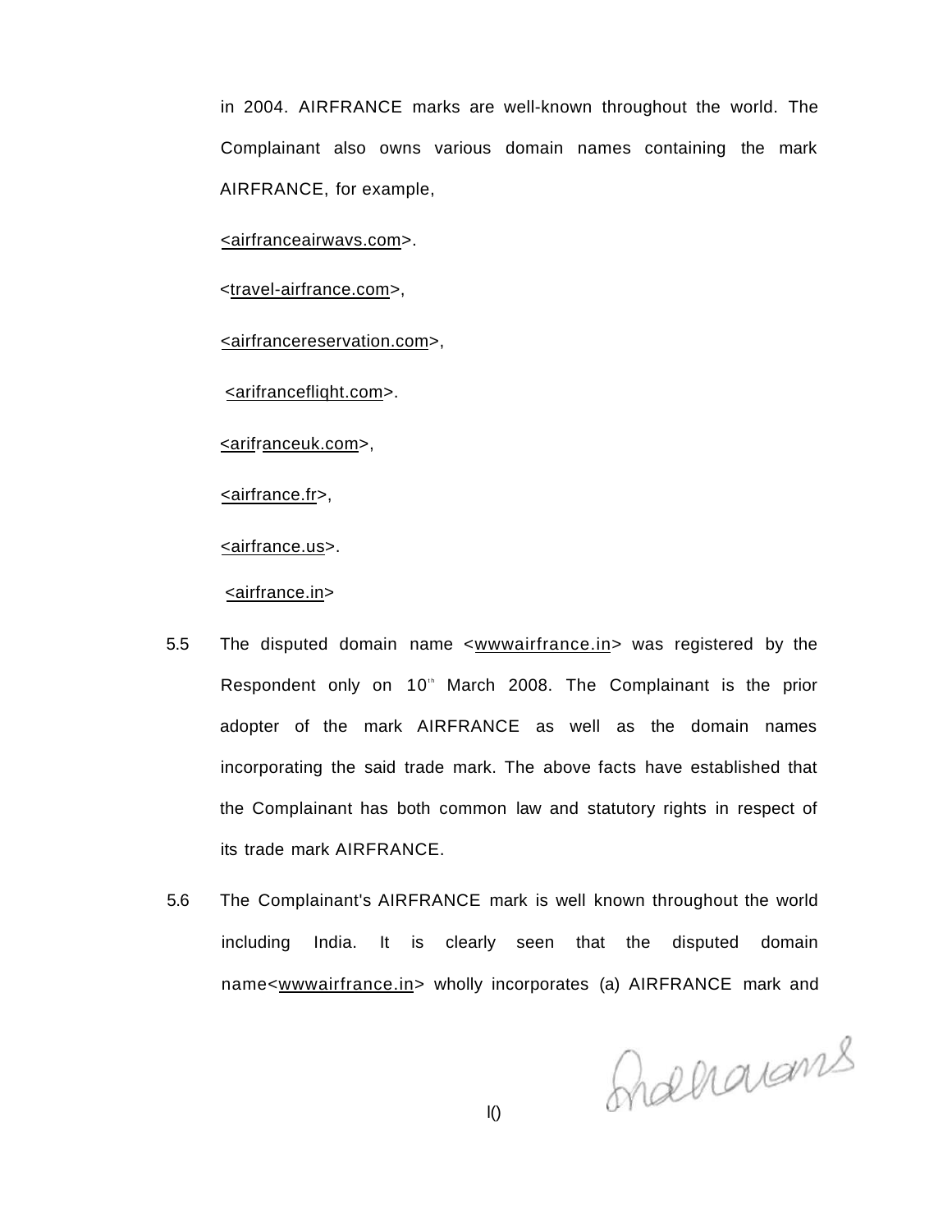in 2004. AIRFRANCE marks are well-known throughout the world. The Complainant also owns various domain names containing the mark AIRFRANCE, for example,

<airfranceairwavs.com>.

<travel-airfrance.com>,

<airfrancereservation.com>,

<arifranceflight.com>.

<arifranceuk.com>,

<airfrance.fr>,

<airfrance.us>.

<airfrance.in>

5.5 The disputed domain name <wwwairfrance.in> was registered by the Respondent only on 10th March 2008. The Complainant is the prior adopter of the mark AIRFRANCE as well as the domain names incorporating the said trade mark. The above facts have established that the Complainant has both common law and statutory rights in respect of its trade mark AIRFRANCE.

5.6 The Complainant's AIRFRANCE mark is well known throughout the world including India. It is clearly seen that the disputed domain name<wwwairfrance.in> wholly incorporates (a) AIRFRANCE mark and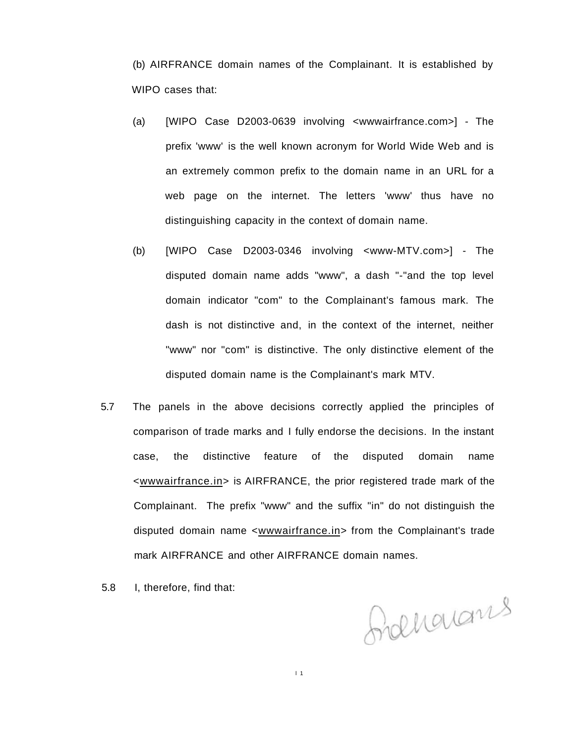(b) AIRFRANCE domain names of the Complainant. It is established by WIPO cases that:

(a) [WIPO Case D2003-0639 involving <wwwairfrance.com>] - The prefix 'www' is the well known acronym for World Wide Web and is an extremely common prefix to the domain name in an URL for a web page on the internet. The letters 'www' thus have no distinguishing capacity in the context of domain name.

(b) [WIPO Case D2003-0346 involving <www-MTV.com>] - The disputed domain name adds "www", a dash "-"and the top level domain indicator "com" to the Complainant's famous mark. The dash is not distinctive and, in the context of the internet, neither "www" nor "com" is distinctive. The only distinctive element of the disputed domain name is the Complainant's mark MTV.

5.7 The panels in the above decisions correctly applied the principles of comparison of trade marks and I fully endorse the decisions. In the instant case, the distinctive feature of the disputed domain name <wwwairfrance.in> is AIRFRANCE, the prior registered trade mark of the Complainant. The prefix "www" and the suffix "in" do not distinguish the disputed domain name <wwwairfrance.in> from the Complainant's trade mark AIRFRANCE and other AIRFRANCE domain names.

5.8 I, therefore, find that: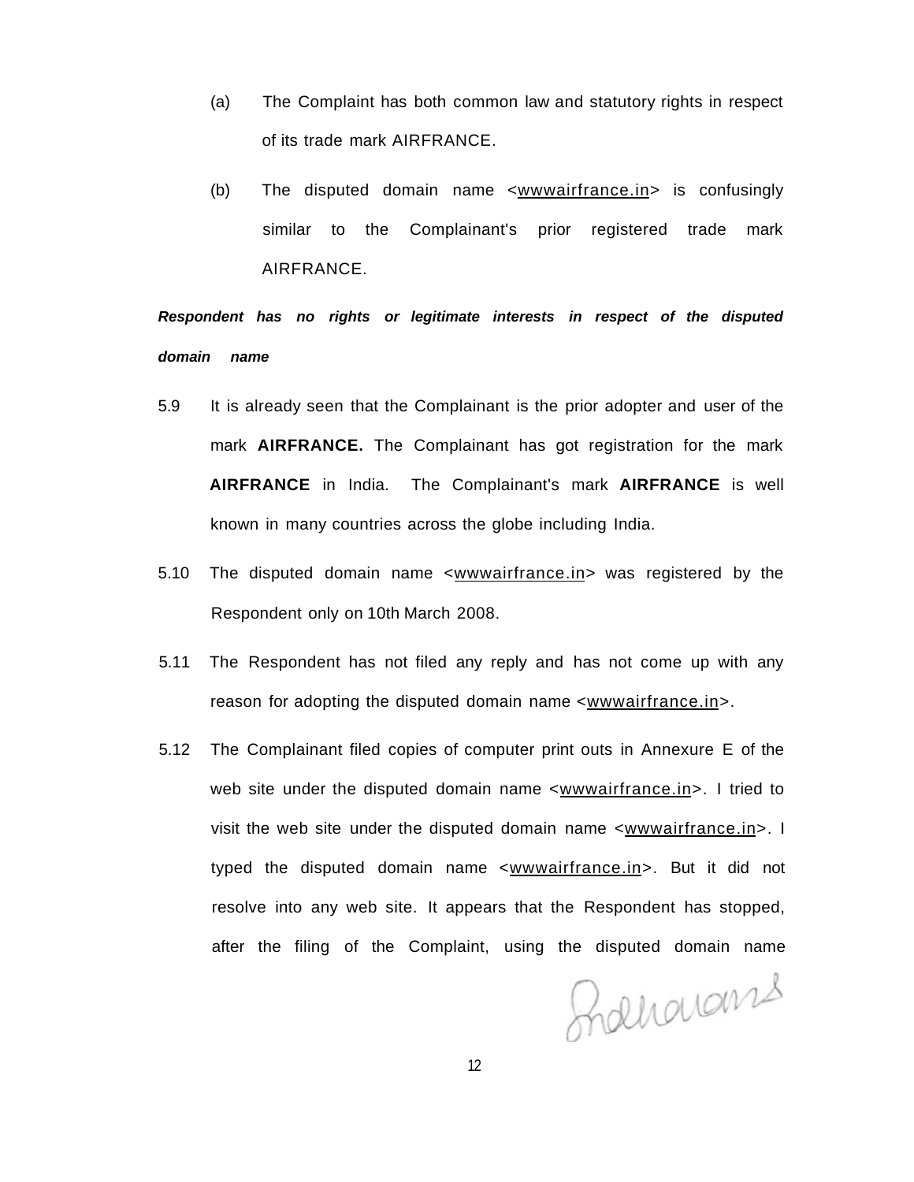(a) The Complaint has both common law and statutory rights in respect of its trade mark AIRFRANCE.

(b) The disputed domain name <wwwairfrance.in> is confusingly similar to the Complainant's prior registered trade mark AIRFRANCE.

***Respondent has no rights or legitimate interests in respect of the disputed domain name***

5.9 It is already seen that the Complainant is the prior adopter and user of the mark **AIRFRANCE.** The Complainant has got registration for the mark **AIRFRANCE** in India. The Complainant's mark **AIRFRANCE** is well known in many countries across the globe including India.

5.10 The disputed domain name <wwwairfrance.in> was registered by the Respondent only on 10th March 2008.

5.11 The Respondent has not filed any reply and has not come up with any reason for adopting the disputed domain name <wwwairfrance.in>.

5.12 The Complainant filed copies of computer print outs in Annexure E of the web site under the disputed domain name <wwwairfrance.in>. I tried to visit the web site under the disputed domain name <wwwairfrance.in>. I typed the disputed domain name <wwwairfrance.in>. But it did not resolve into any web site. It appears that the Respondent has stopped, after the filing of the Complaint, using the disputed domain name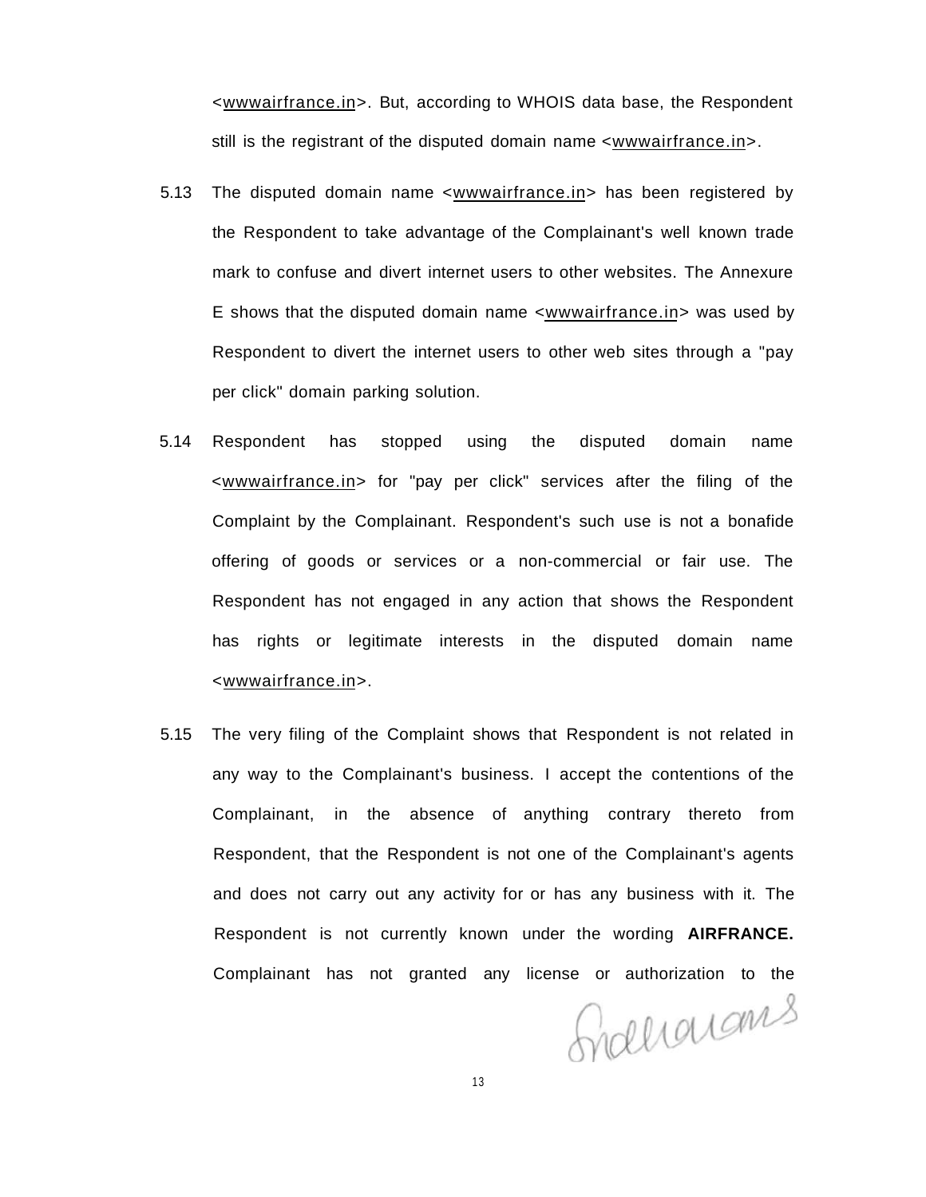<wwwairfrance.in>. But, according to WHOIS data base, the Respondent still is the registrant of the disputed domain name <wwwairfrance.in>.

5.13 The disputed domain name <wwwairfrance.in> has been registered by the Respondent to take advantage of the Complainant's well known trade mark to confuse and divert internet users to other websites. The Annexure E shows that the disputed domain name <wwwairfrance.in> was used by Respondent to divert the internet users to other web sites through a "pay per click" domain parking solution.

5.14 Respondent has stopped using the disputed domain name <wwwairfrance.in> for "pay per click" services after the filing of the Complaint by the Complainant. Respondent's such use is not a bonafide offering of goods or services or a non-commercial or fair use. The Respondent has not engaged in any action that shows the Respondent has rights or legitimate interests in the disputed domain name <wwwairfrance.in>.

5.15 The very filing of the Complaint shows that Respondent is not related in any way to the Complainant's business. I accept the contentions of the Complainant, in the absence of anything contrary thereto from Respondent, that the Respondent is not one of the Complainant's agents and does not carry out any activity for or has any business with it. The Respondent is not currently known under the wording **AIRFRANCE.** Complainant has not granted any license or authorization to the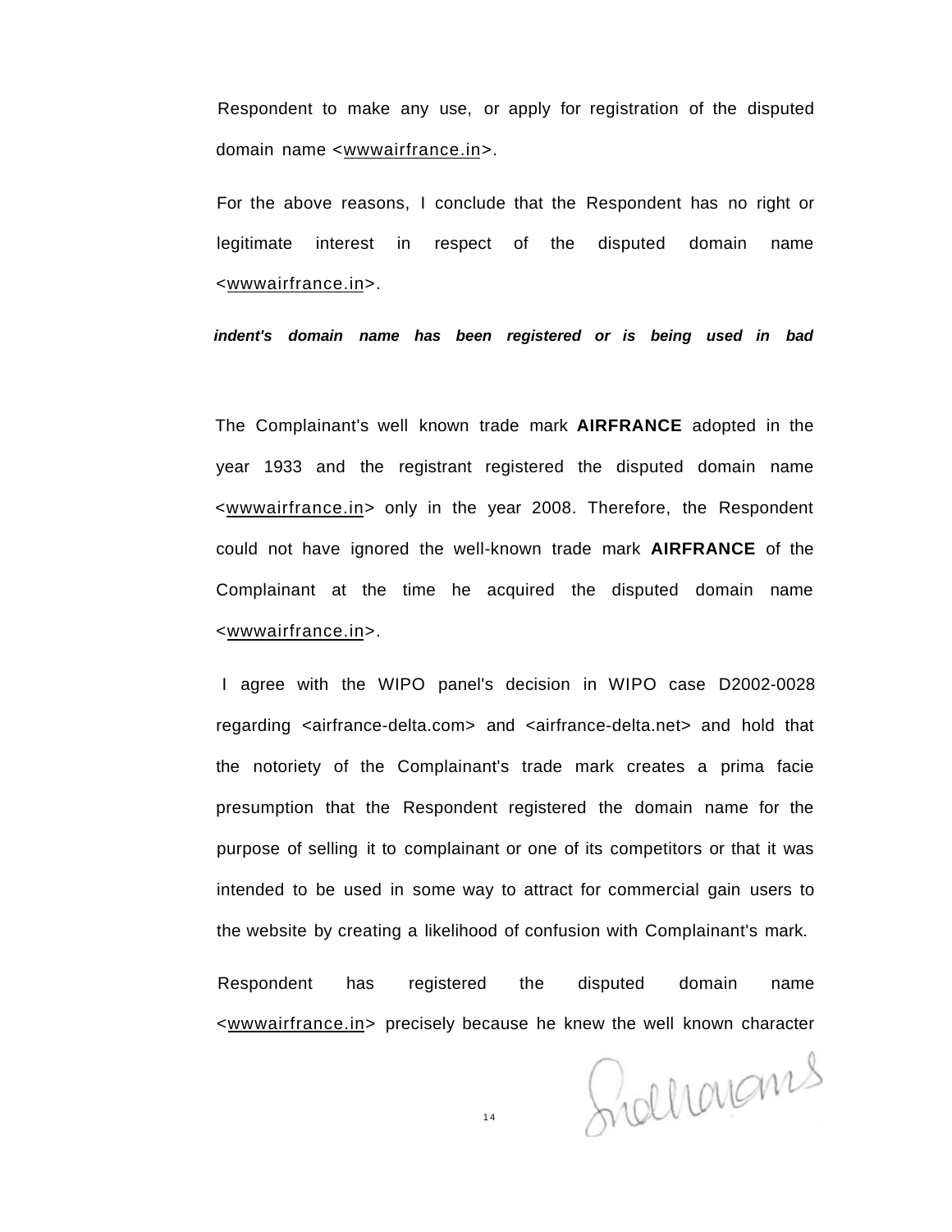Respondent to make any use, or apply for registration of the disputed domain name <wwwairfrance.in>.

For the above reasons, I conclude that the Respondent has no right or legitimate interest in respect of the disputed domain name <wwwairfrance.in>.

***indent's domain name has been registered or is being used in bad***

The Complainant's well known trade mark **AIRFRANCE** adopted in the year 1933 and the registrant registered the disputed domain name <wwwairfrance.in> only in the year 2008. Therefore, the Respondent could not have ignored the well-known trade mark **AIRFRANCE** of the Complainant at the time he acquired the disputed domain name <wwwairfrance.in>.

I agree with the WIPO panel's decision in WIPO case D2002-0028 regarding <airfrance-delta.com> and <airfrance-delta.net> and hold that the notoriety of the Complainant's trade mark creates a prima facie presumption that the Respondent registered the domain name for the purpose of selling it to complainant or one of its competitors or that it was intended to be used in some way to attract for commercial gain users to the website by creating a likelihood of confusion with Complainant's mark.

Respondent has registered the disputed domain name <wwwairfrance.in> precisely because he knew the well known character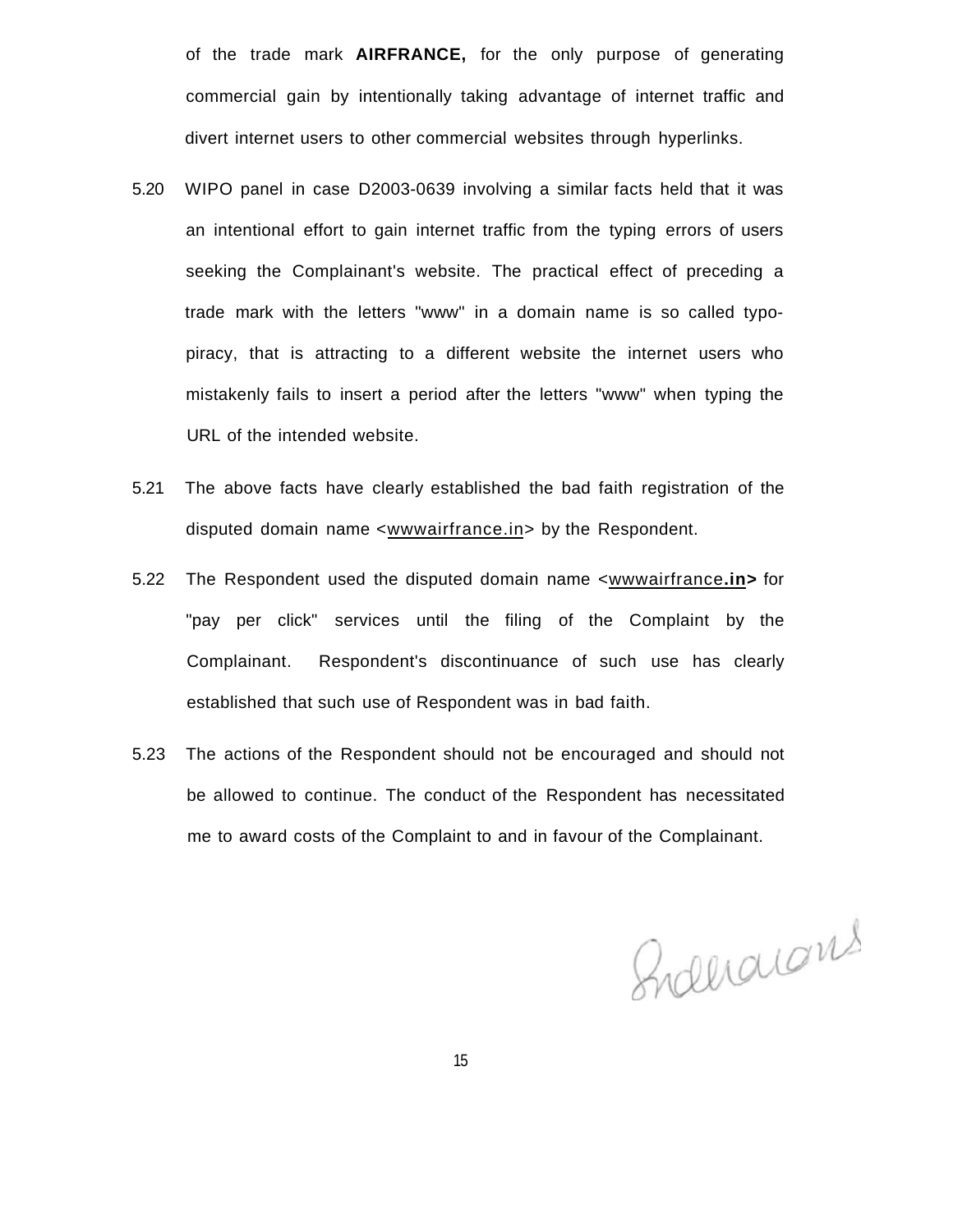of the trade mark **AIRFRANCE,** for the only purpose of generating commercial gain by intentionally taking advantage of internet traffic and divert internet users to other commercial websites through hyperlinks.

5.20 WIPO panel in case D2003-0639 involving a similar facts held that it was an intentional effort to gain internet traffic from the typing errors of users seeking the Complainant's website. The practical effect of preceding a trade mark with the letters "www" in a domain name is so called typo-piracy, that is attracting to a different website the internet users who mistakenly fails to insert a period after the letters "www" when typing the URL of the intended website.

5.21 The above facts have clearly established the bad faith registration of the disputed domain name <wwwairfrance.in> by the Respondent.

5.22 The Respondent used the disputed domain name <wwwairfrance**.in>** for "pay per click" services until the filing of the Complaint by the Complainant. Respondent's discontinuance of such use has clearly established that such use of Respondent was in bad faith.

5.23 The actions of the Respondent should not be encouraged and should not be allowed to continue. The conduct of the Respondent has necessitated me to award costs of the Complaint to and in favour of the Complainant.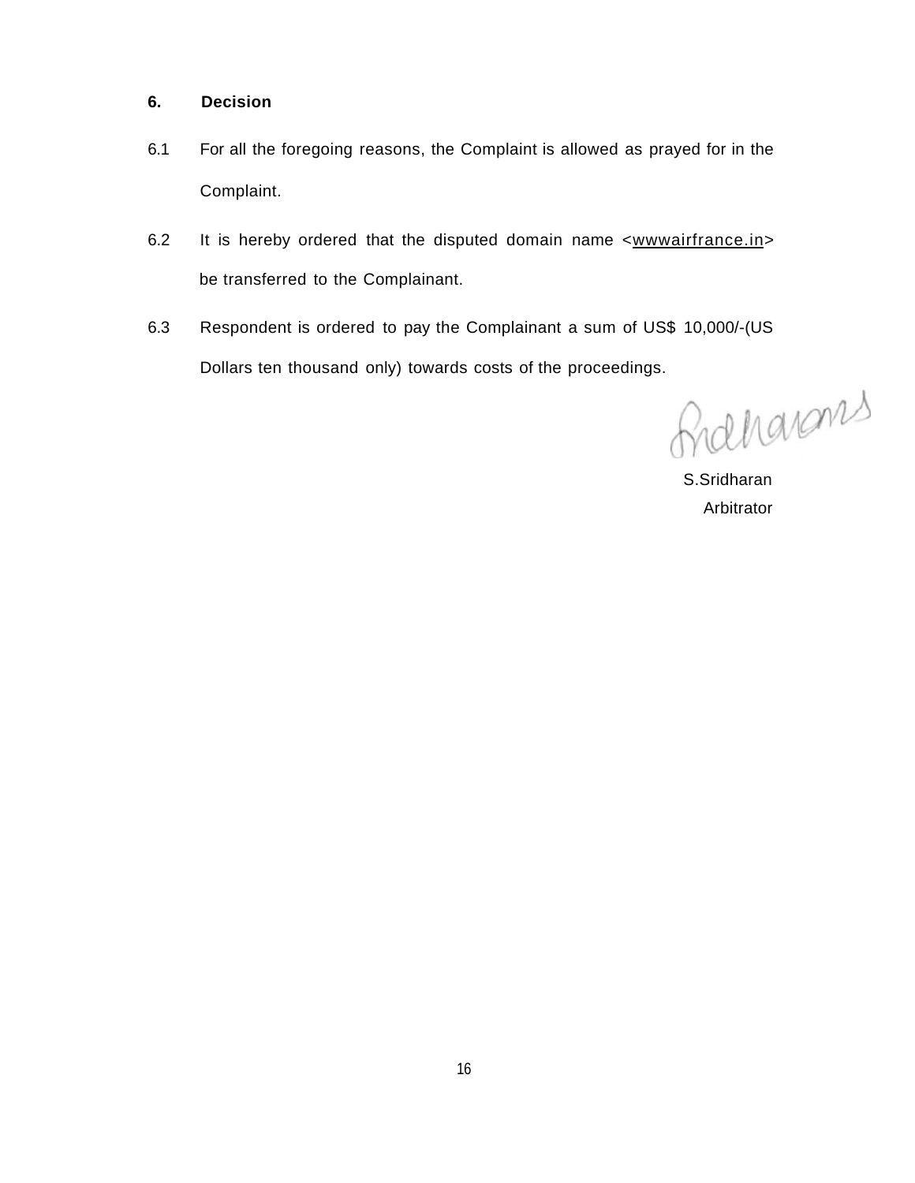## 6. Decision

6.1 For all the foregoing reasons, the Complaint is allowed as prayed for in the Complaint.

6.2 It is hereby ordered that the disputed domain name <wwwairfrance.in> be transferred to the Complainant.

6.3 Respondent is ordered to pay the Complainant a sum of US$ 10,000/-(US Dollars ten thousand only) towards costs of the proceedings.

S.Sridharan
Arbitrator